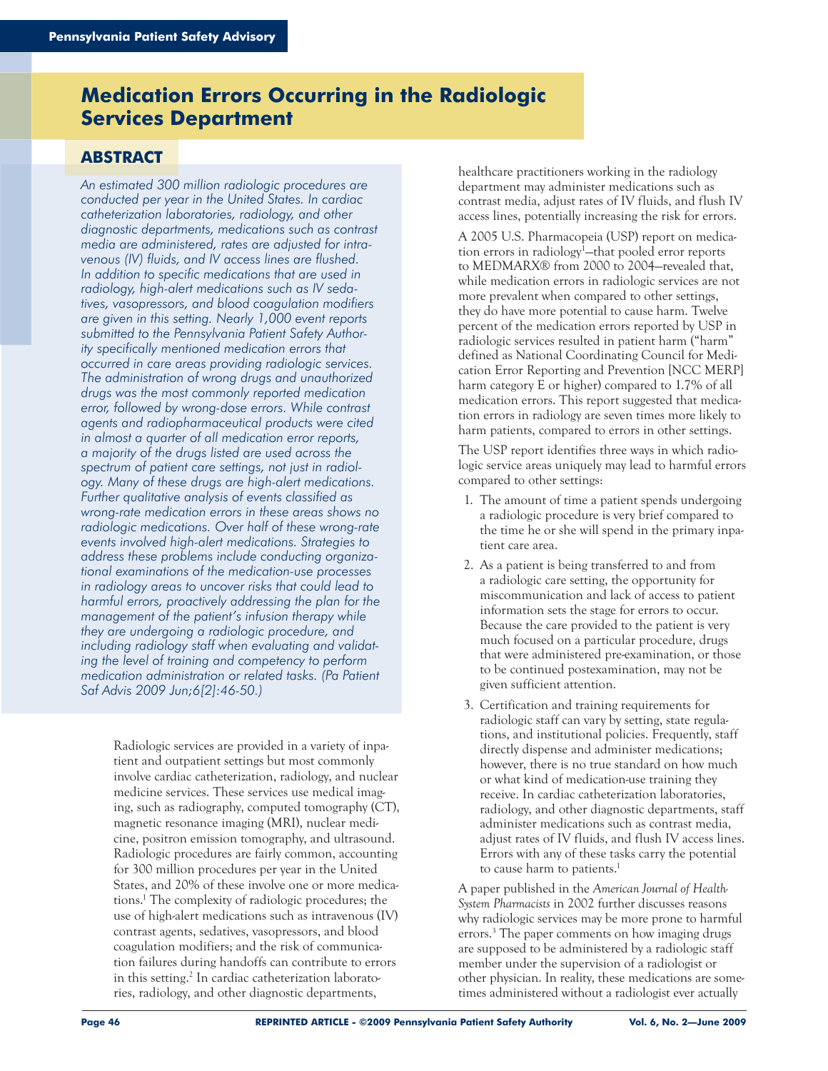# Medication Errors Occurring in the Radiologic Services Department

## ABSTRACT

*An estimated 300 million radiologic procedures are conducted per year in the United States. In cardiac catheterization laboratories, radiology, and other diagnostic departments, medications such as contrast media are administered, rates are adjusted for intravenous (IV) fluids, and IV access lines are flushed. In addition to specific medications that are used in radiology, high-alert medications such as IV sedatives, vasopressors, and blood coagulation modifiers are given in this setting. Nearly 1,000 event reports submitted to the Pennsylvania Patient Safety Authority specifically mentioned medication errors that occurred in care areas providing radiologic services. The administration of wrong drugs and unauthorized drugs was the most commonly reported medication error, followed by wrong-dose errors. While contrast agents and radiopharmaceutical products were cited in almost a quarter of all medication error reports, a majority of the drugs listed are used across the spectrum of patient care settings, not just in radiology. Many of these drugs are high-alert medications. Further qualitative analysis of events classified as wrong-rate medication errors in these areas shows no radiologic medications. Over half of these wrong-rate events involved high-alert medications. Strategies to address these problems include conducting organizational examinations of the medication-use processes in radiology areas to uncover risks that could lead to harmful errors, proactively addressing the plan for the management of the patient's infusion therapy while they are undergoing a radiologic procedure, and including radiology staff when evaluating and validating the level of training and competency to perform medication administration or related tasks. (Pa Patient Saf Advis 2009 Jun;6[2]:46-50.)*

Radiologic services are provided in a variety of inpatient and outpatient settings but most commonly involve cardiac catheterization, radiology, and nuclear medicine services. These services use medical imaging, such as radiography, computed tomography (CT), magnetic resonance imaging (MRI), nuclear medicine, positron emission tomography, and ultrasound. Radiologic procedures are fairly common, accounting for 300 million procedures per year in the United States, and 20% of these involve one or more medications.[1] The complexity of radiologic procedures; the use of high-alert medications such as intravenous (IV) contrast agents, sedatives, vasopressors, and blood coagulation modifiers; and the risk of communication failures during handoffs can contribute to errors in this setting.[2] In cardiac catheterization laboratories, radiology, and other diagnostic departments, healthcare practitioners working in the radiology department may administer medications such as contrast media, adjust rates of IV fluids, and flush IV access lines, potentially increasing the risk for errors.

A 2005 U.S. Pharmacopeia (USP) report on medication errors in radiology[1]—that pooled error reports to MEDMARX® from 2000 to 2004—revealed that, while medication errors in radiologic services are not more prevalent when compared to other settings, they do have more potential to cause harm. Twelve percent of the medication errors reported by USP in radiologic services resulted in patient harm ("harm" defined as National Coordinating Council for Medication Error Reporting and Prevention [NCC MERP] harm category E or higher) compared to 1.7% of all medication errors. This report suggested that medication errors in radiology are seven times more likely to harm patients, compared to errors in other settings.

The USP report identifies three ways in which radiologic service areas uniquely may lead to harmful errors compared to other settings:

1. The amount of time a patient spends undergoing a radiologic procedure is very brief compared to the time he or she will spend in the primary inpatient care area.
2. As a patient is being transferred to and from a radiologic care setting, the opportunity for miscommunication and lack of access to patient information sets the stage for errors to occur. Because the care provided to the patient is very much focused on a particular procedure, drugs that were administered pre-examination, or those to be continued postexamination, may not be given sufficient attention.
3. Certification and training requirements for radiologic staff can vary by setting, state regulations, and institutional policies. Frequently, staff directly dispense and administer medications; however, there is no true standard on how much or what kind of medication-use training they receive. In cardiac catheterization laboratories, radiology, and other diagnostic departments, staff administer medications such as contrast media, adjust rates of IV fluids, and flush IV access lines. Errors with any of these tasks carry the potential to cause harm to patients.[1]

A paper published in the *American Journal of Health-System Pharmacists* in 2002 further discusses reasons why radiologic services may be more prone to harmful errors.[3] The paper comments on how imaging drugs are supposed to be administered by a radiologic staff member under the supervision of a radiologist or other physician. In reality, these medications are sometimes administered without a radiologist ever actually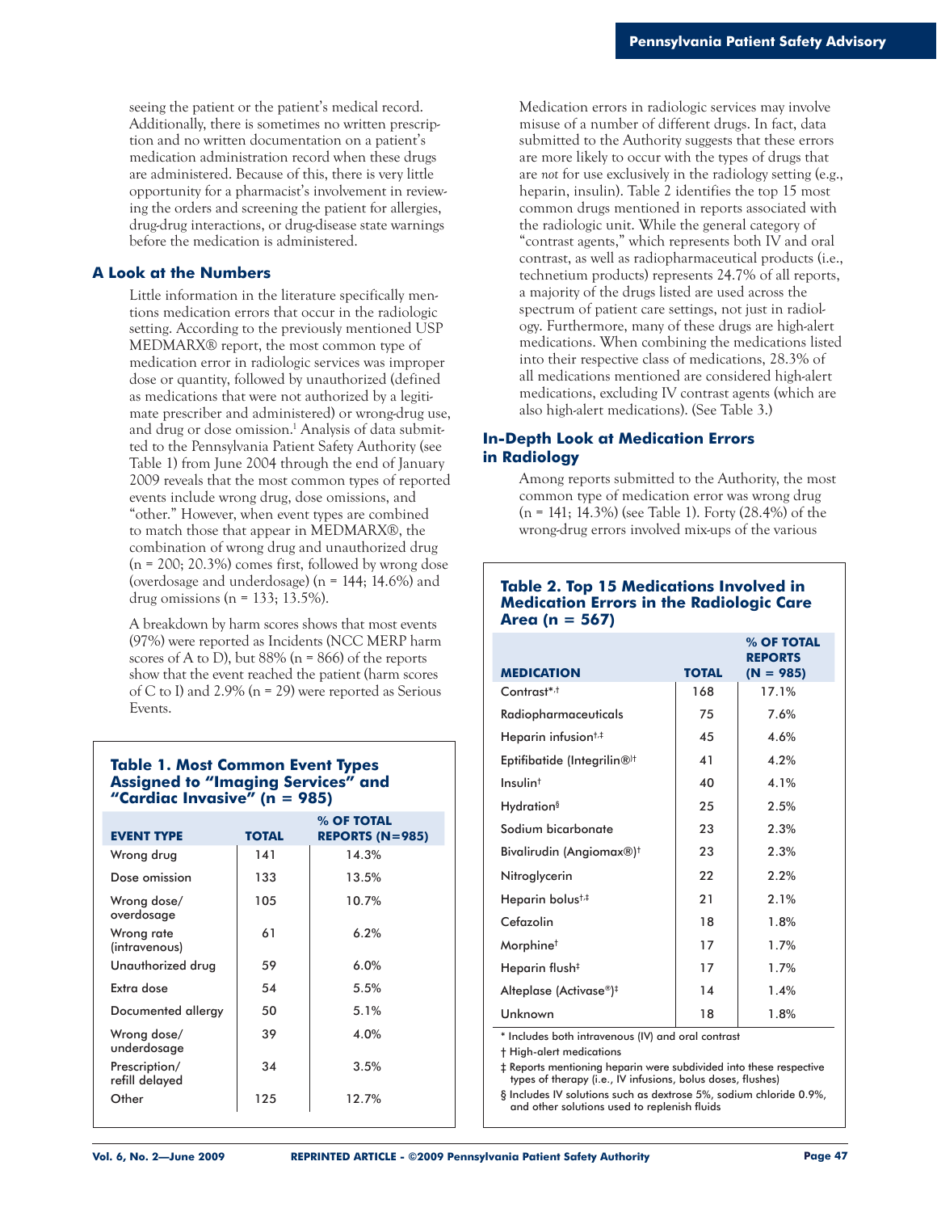seeing the patient or the patient's medical record. Additionally, there is sometimes no written prescription and no written documentation on a patient's medication administration record when these drugs are administered. Because of this, there is very little opportunity for a pharmacist's involvement in reviewing the orders and screening the patient for allergies, drug-drug interactions, or drug-disease state warnings before the medication is administered.

## A Look at the Numbers

Little information in the literature specifically mentions medication errors that occur in the radiologic setting. According to the previously mentioned USP MEDMARX® report, the most common type of medication error in radiologic services was improper dose or quantity, followed by unauthorized (defined as medications that were not authorized by a legitimate prescriber and administered) or wrong-drug use, and drug or dose omission.[1] Analysis of data submitted to the Pennsylvania Patient Safety Authority (see Table 1) from June 2004 through the end of January 2009 reveals that the most common types of reported events include wrong drug, dose omissions, and "other." However, when event types are combined to match those that appear in MEDMARX®, the combination of wrong drug and unauthorized drug (n = 200; 20.3%) comes first, followed by wrong dose (overdosage and underdosage) (n = 144; 14.6%) and drug omissions (n = 133; 13.5%).

A breakdown by harm scores shows that most events (97%) were reported as Incidents (NCC MERP harm scores of A to D), but 88% (n = 866) of the reports show that the event reached the patient (harm scores of C to I) and 2.9% (n = 29) were reported as Serious Events.

**Table 1. Most Common Event Types Assigned to "Imaging Services" and "Cardiac Invasive" (n = 985)**

| EVENT TYPE | TOTAL | % OF TOTAL REPORTS (N=985) |
|---|---|---|
| Wrong drug | 141 | 14.3% |
| Dose omission | 133 | 13.5% |
| Wrong dose/ overdosage | 105 | 10.7% |
| Wrong rate (intravenous) | 61 | 6.2% |
| Unauthorized drug | 59 | 6.0% |
| Extra dose | 54 | 5.5% |
| Documented allergy | 50 | 5.1% |
| Wrong dose/ underdosage | 39 | 4.0% |
| Prescription/ refill delayed | 34 | 3.5% |
| Other | 125 | 12.7% |

Medication errors in radiologic services may involve misuse of a number of different drugs. In fact, data submitted to the Authority suggests that these errors are more likely to occur with the types of drugs that are *not* for use exclusively in the radiology setting (e.g., heparin, insulin). Table 2 identifies the top 15 most common drugs mentioned in reports associated with the radiologic unit. While the general category of "contrast agents," which represents both IV and oral contrast, as well as radiopharmaceutical products (i.e., technetium products) represents 24.7% of all reports, a majority of the drugs listed are used across the spectrum of patient care settings, not just in radiology. Furthermore, many of these drugs are high-alert medications. When combining the medications listed into their respective class of medications, 28.3% of all medications mentioned are considered high-alert medications, excluding IV contrast agents (which are also high-alert medications). (See Table 3.)

## In-Depth Look at Medication Errors in Radiology

Among reports submitted to the Authority, the most common type of medication error was wrong drug (n = 141; 14.3%) (see Table 1). Forty (28.4%) of the wrong-drug errors involved mix-ups of the various

**Table 2. Top 15 Medications Involved in Medication Errors in the Radiologic Care Area (n = 567)**

| MEDICATION | TOTAL | % OF TOTAL REPORTS (N = 985) |
|---|---|---|
| Contrast*,† | 168 | 17.1% |
| Radiopharmaceuticals | 75 | 7.6% |
| Heparin infusion†,‡ | 45 | 4.6% |
| Eptifibatide (Integrilin®)† | 41 | 4.2% |
| Insulin† | 40 | 4.1% |
| Hydration§ | 25 | 2.5% |
| Sodium bicarbonate | 23 | 2.3% |
| Bivalirudin (Angiomax®)† | 23 | 2.3% |
| Nitroglycerin | 22 | 2.2% |
| Heparin bolus†,‡ | 21 | 2.1% |
| Cefazolin | 18 | 1.8% |
| Morphine† | 17 | 1.7% |
| Heparin flush‡ | 17 | 1.7% |
| Alteplase (Activase®)‡ | 14 | 1.4% |
| Unknown | 18 | 1.8% |

\* Includes both intravenous (IV) and oral contrast

† High-alert medications

‡ Reports mentioning heparin were subdivided into these respective types of therapy (i.e., IV infusions, bolus doses, flushes)

§ Includes IV solutions such as dextrose 5%, sodium chloride 0.9%, and other solutions used to replenish fluids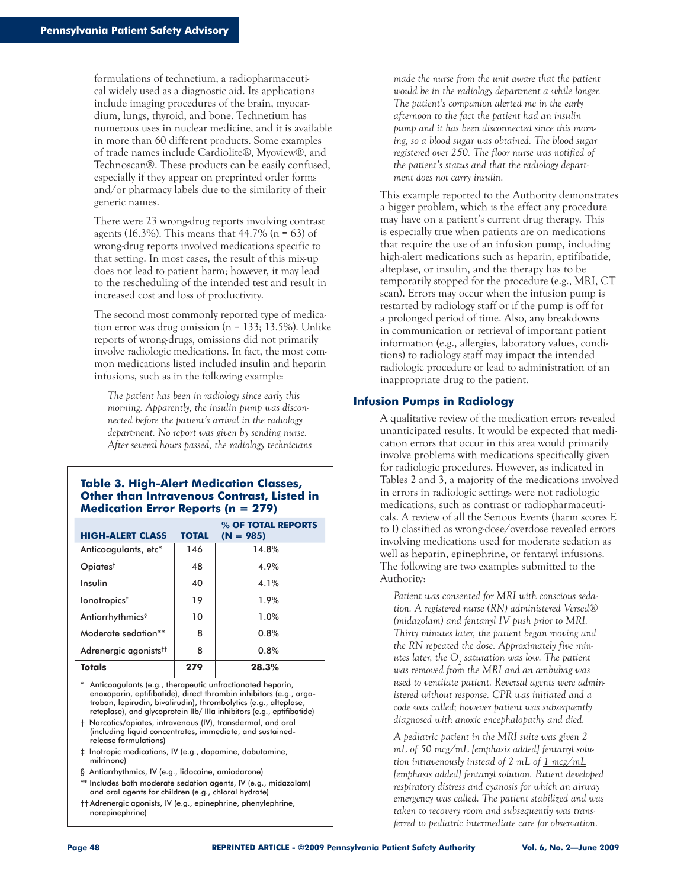formulations of technetium, a radiopharmaceutical widely used as a diagnostic aid. Its applications include imaging procedures of the brain, myocardium, lungs, thyroid, and bone. Technetium has numerous uses in nuclear medicine, and it is available in more than 60 different products. Some examples of trade names include Cardiolite®, Myoview®, and Technoscan®. These products can be easily confused, especially if they appear on preprinted order forms and/or pharmacy labels due to the similarity of their generic names.

There were 23 wrong-drug reports involving contrast agents (16.3%). This means that 44.7% (n = 63) of wrong-drug reports involved medications specific to that setting. In most cases, the result of this mix-up does not lead to patient harm; however, it may lead to the rescheduling of the intended test and result in increased cost and loss of productivity.

The second most commonly reported type of medication error was drug omission (n = 133; 13.5%). Unlike reports of wrong-drugs, omissions did not primarily involve radiologic medications. In fact, the most common medications listed included insulin and heparin infusions, such as in the following example:

> *The patient has been in radiology since early this morning. Apparently, the insulin pump was disconnected before the patient's arrival in the radiology department. No report was given by sending nurse. After several hours passed, the radiology technicians made the nurse from the unit aware that the patient would be in the radiology department a while longer. The patient's companion alerted me in the early afternoon to the fact the patient had an insulin pump and it has been disconnected since this morning, so a blood sugar was obtained. The blood sugar registered over 250. The floor nurse was notified of the patient's status and that the radiology department does not carry insulin.*

This example reported to the Authority demonstrates a bigger problem, which is the effect any procedure may have on a patient's current drug therapy. This is especially true when patients are on medications that require the use of an infusion pump, including high-alert medications such as heparin, eptifibatide, alteplase, or insulin, and the therapy has to be temporarily stopped for the procedure (e.g., MRI, CT scan). Errors may occur when the infusion pump is restarted by radiology staff or if the pump is off for a prolonged period of time. Also, any breakdowns in communication or retrieval of important patient information (e.g., allergies, laboratory values, conditions) to radiology staff may impact the intended radiologic procedure or lead to administration of an inappropriate drug to the patient.

**Table 3. High-Alert Medication Classes, Other than Intravenous Contrast, Listed in Medication Error Reports (n = 279)**

| HIGH-ALERT CLASS | TOTAL | % OF TOTAL REPORTS (N = 985) |
|---|---|---|
| Anticoagulants, etc* | 146 | 14.8% |
| Opiates† | 48 | 4.9% |
| Insulin | 40 | 4.1% |
| Ionotropics‡ | 19 | 1.9% |
| Antiarrhythmics§ | 10 | 1.0% |
| Moderate sedation** | 8 | 0.8% |
| Adrenergic agonists†† | 8 | 0.8% |
| **Totals** | **279** | **28.3%** |

\* Anticoagulants (e.g., therapeutic unfractionated heparin, enoxaparin, eptifibatide), direct thrombin inhibitors (e.g., argatroban, lepirudin, bivalirudin), thrombolytics (e.g., alteplase, reteplase), and glycoprotein IIb/ IIIa inhibitors (e.g., eptifibatide)

† Narcotics/opiates, intravenous (IV), transdermal, and oral (including liquid concentrates, immediate, and sustained-release formulations)

‡ Inotropic medications, IV (e.g., dopamine, dobutamine, milrinone)

§ Antiarrhythmics, IV (e.g., lidocaine, amiodarone)

** Includes both moderate sedation agents, IV (e.g., midazolam) and oral agents for children (e.g., chloral hydrate)

†† Adrenergic agonists, IV (e.g., epinephrine, phenylephrine, norepinephrine)

## Infusion Pumps in Radiology

A qualitative review of the medication errors revealed unanticipated results. It would be expected that medication errors that occur in this area would primarily involve problems with medications specifically given for radiologic procedures. However, as indicated in Tables 2 and 3, a majority of the medications involved in errors in radiologic settings were not radiologic medications, such as contrast or radiopharmaceuticals. A review of all the Serious Events (harm scores E to I) classified as wrong-dose/overdose revealed errors involving medications used for moderate sedation as well as heparin, epinephrine, or fentanyl infusions. The following are two examples submitted to the Authority:

> *Patient was consented for MRI with conscious sedation. A registered nurse (RN) administered Versed® (midazolam) and fentanyl IV push prior to MRI. Thirty minutes later, the patient began moving and the RN repeated the dose. Approximately five minutes later, the $O_2$ saturation was low. The patient was removed from the MRI and an ambubag was used to ventilate patient. Reversal agents were administered without response. CPR was initiated and a code was called; however patient was subsequently diagnosed with anoxic encephalopathy and died.*

> *A pediatric patient in the MRI suite was given 2 mL of <u>50 mcg/mL</u> [emphasis added] fentanyl solution intravenously instead of 2 mL of <u>1 mcg/mL</u> [emphasis added] fentanyl solution. Patient developed respiratory distress and cyanosis for which an airway emergency was called. The patient stabilized and was taken to recovery room and subsequently was transferred to pediatric intermediate care for observation.*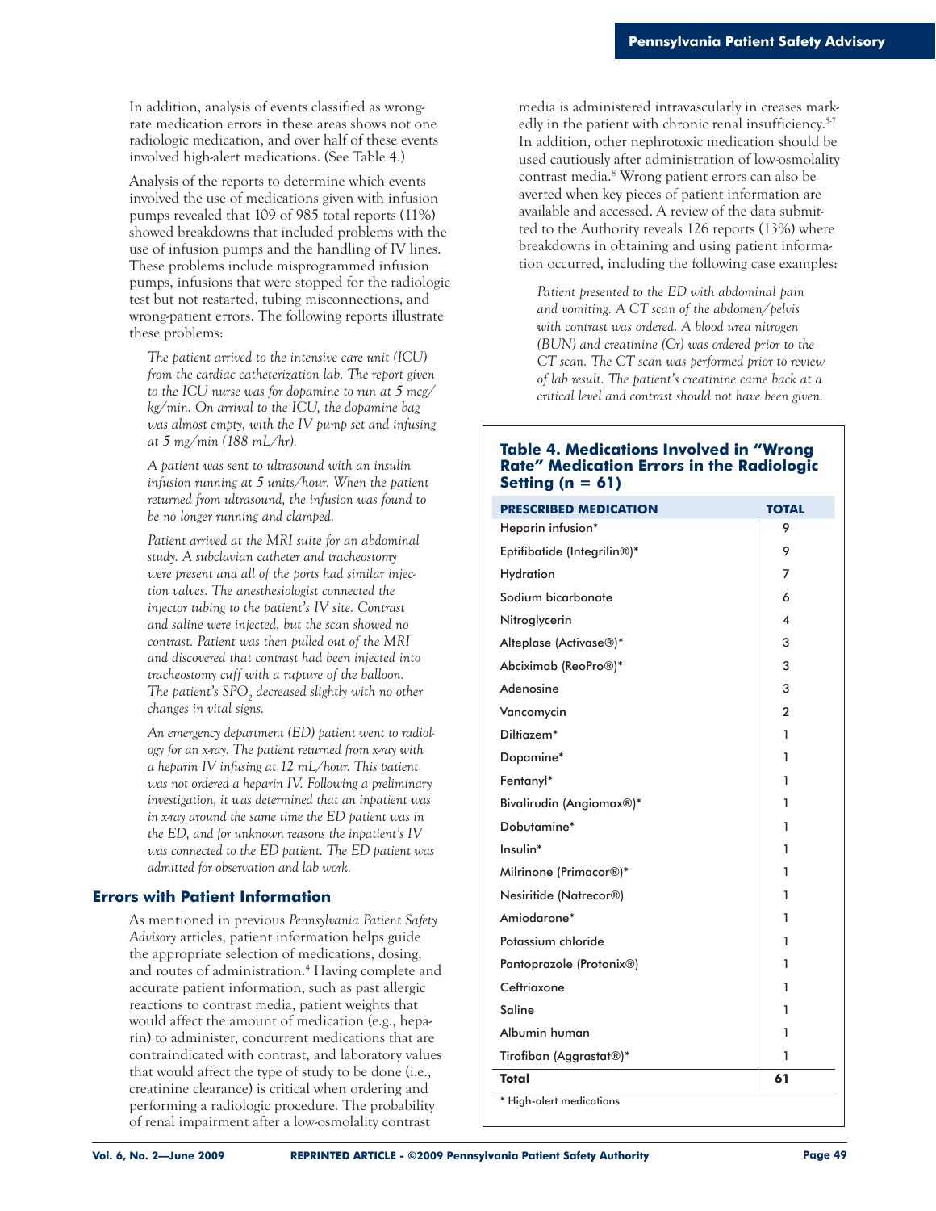In addition, analysis of events classified as wrong-rate medication errors in these areas shows not one radiologic medication, and over half of these events involved high-alert medications. (See Table 4.)

Analysis of the reports to determine which events involved the use of medications given with infusion pumps revealed that 109 of 985 total reports (11%) showed breakdowns that included problems with the use of infusion pumps and the handling of IV lines. These problems include misprogrammed infusion pumps, infusions that were stopped for the radiologic test but not restarted, tubing misconnections, and wrong-patient errors. The following reports illustrate these problems:

> *The patient arrived to the intensive care unit (ICU) from the cardiac catheterization lab. The report given to the ICU nurse was for dopamine to run at 5 mcg/kg/min. On arrival to the ICU, the dopamine bag was almost empty, with the IV pump set and infusing at 5 mg/min (188 mL/hr).*
>
> *A patient was sent to ultrasound with an insulin infusion running at 5 units/hour. When the patient returned from ultrasound, the infusion was found to be no longer running and clamped.*
>
> *Patient arrived at the MRI suite for an abdominal study. A subclavian catheter and tracheostomy were present and all of the ports had similar injection valves. The anesthesiologist connected the injector tubing to the patient's IV site. Contrast and saline were injected, but the scan showed no contrast. Patient was then pulled out of the MRI and discovered that contrast had been injected into tracheostomy cuff with a rupture of the balloon. The patient's $SPO_2$ decreased slightly with no other changes in vital signs.*
>
> *An emergency department (ED) patient went to radiology for an x-ray. The patient returned from x-ray with a heparin IV infusing at 12 mL/hour. This patient was not ordered a heparin IV. Following a preliminary investigation, it was determined that an inpatient was in x-ray around the same time the ED patient was in the ED, and for unknown reasons the inpatient's IV was connected to the ED patient. The ED patient was admitted for observation and lab work.*

## Errors with Patient Information

As mentioned in previous *Pennsylvania Patient Safety Advisory* articles, patient information helps guide the appropriate selection of medications, dosing, and routes of administration.[4] Having complete and accurate patient information, such as past allergic reactions to contrast media, patient weights that would affect the amount of medication (e.g., heparin) to administer, concurrent medications that are contraindicated with contrast, and laboratory values that would affect the type of study to be done (i.e., creatinine clearance) is critical when ordering and performing a radiologic procedure. The probability of renal impairment after a low-osmolality contrast media is administered intravascularly increases markedly in the patient with chronic renal insufficiency.[5-7] In addition, other nephrotoxic medication should be used cautiously after administration of low-osmolality contrast media.[8] Wrong patient errors can also be averted when key pieces of patient information are available and accessed. A review of the data submitted to the Authority reveals 126 reports (13%) where breakdowns in obtaining and using patient information occurred, including the following case examples:

> *Patient presented to the ED with abdominal pain and vomiting. A CT scan of the abdomen/pelvis with contrast was ordered. A blood urea nitrogen (BUN) and creatinine (Cr) was ordered prior to the CT scan. The CT scan was performed prior to review of lab result. The patient's creatinine came back at a critical level and contrast should not have been given.*

**Table 4. Medications Involved in "Wrong Rate" Medication Errors in the Radiologic Setting (n = 61)**

| PRESCRIBED MEDICATION | TOTAL |
| --- | --- |
| Heparin infusion* | 9 |
| Eptifibatide (Integrilin®)* | 9 |
| Hydration | 7 |
| Sodium bicarbonate | 6 |
| Nitroglycerin | 4 |
| Alteplase (Activase®)* | 3 |
| Abciximab (ReoPro®)* | 3 |
| Adenosine | 3 |
| Vancomycin | 2 |
| Diltiazem* | 1 |
| Dopamine* | 1 |
| Fentanyl* | 1 |
| Bivalirudin (Angiomax®)* | 1 |
| Dobutamine* | 1 |
| Insulin* | 1 |
| Milrinone (Primacor®)* | 1 |
| Nesiritide (Natrecor®) | 1 |
| Amiodarone* | 1 |
| Potassium chloride | 1 |
| Pantoprazole (Protonix®) | 1 |
| Ceftriaxone | 1 |
| Saline | 1 |
| Albumin human | 1 |
| Tirofiban (Aggrastat®)* | 1 |
| **Total** | **61** |

\* High-alert medications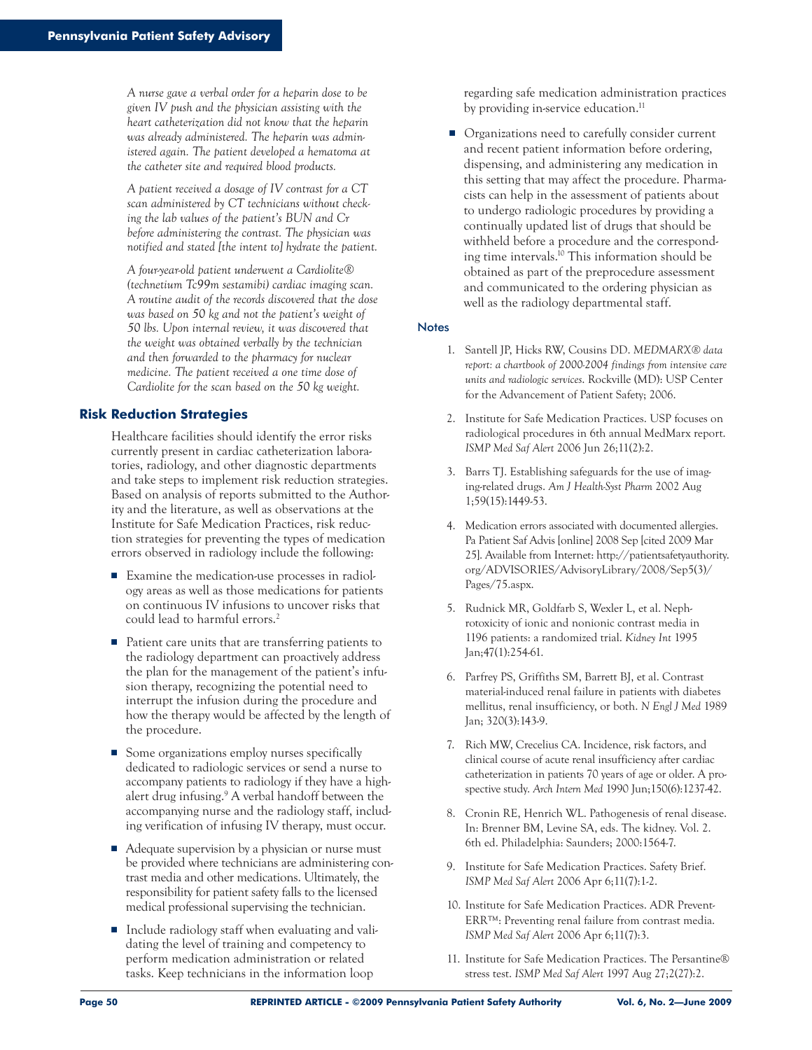*A nurse gave a verbal order for a heparin dose to be given IV push and the physician assisting with the heart catheterization did not know that the heparin was already administered. The heparin was administered again. The patient developed a hematoma at the catheter site and required blood products.*

*A patient received a dosage of IV contrast for a CT scan administered by CT technicians without checking the lab values of the patient's BUN and Cr before administering the contrast. The physician was notified and stated [the intent to] hydrate the patient.*

*A four-year-old patient underwent a Cardiolite® (technetium Tc99m sestamibi) cardiac imaging scan. A routine audit of the records discovered that the dose was based on 50 kg and not the patient's weight of 50 lbs. Upon internal review, it was discovered that the weight was obtained verbally by the technician and then forwarded to the pharmacy for nuclear medicine. The patient received a one time dose of Cardiolite for the scan based on the 50 kg weight.*

### Risk Reduction Strategies

Healthcare facilities should identify the error risks currently present in cardiac catheterization laboratories, radiology, and other diagnostic departments and take steps to implement risk reduction strategies. Based on analysis of reports submitted to the Authority and the literature, as well as observations at the Institute for Safe Medication Practices, risk reduction strategies for preventing the types of medication errors observed in radiology include the following:

- Examine the medication-use processes in radiology areas as well as those medications for patients on continuous IV infusions to uncover risks that could lead to harmful errors.[2]
- Patient care units that are transferring patients to the radiology department can proactively address the plan for the management of the patient's infusion therapy, recognizing the potential need to interrupt the infusion during the procedure and how the therapy would be affected by the length of the procedure.
- Some organizations employ nurses specifically dedicated to radiologic services or send a nurse to accompany patients to radiology if they have a high-alert drug infusing.[9] A verbal handoff between the accompanying nurse and the radiology staff, including verification of infusing IV therapy, must occur.
- Adequate supervision by a physician or nurse must be provided where technicians are administering contrast media and other medications. Ultimately, the responsibility for patient safety falls to the licensed medical professional supervising the technician.
- Include radiology staff when evaluating and validating the level of training and competency to perform medication administration or related tasks. Keep technicians in the information loop regarding safe medication administration practices by providing in-service education.[11]
- Organizations need to carefully consider current and recent patient information before ordering, dispensing, and administering any medication in this setting that may affect the procedure. Pharmacists can help in the assessment of patients about to undergo radiologic procedures by providing a continually updated list of drugs that should be withheld before a procedure and the corresponding time intervals.[10] This information should be obtained as part of the preprocedure assessment and communicated to the ordering physician as well as the radiology departmental staff.

### Notes

1. Santell JP, Hicks RW, Cousins DD. *MEDMARX® data report: a chartbook of 2000-2004 findings from intensive care units and radiologic services*. Rockville (MD): USP Center for the Advancement of Patient Safety; 2006.
2. Institute for Safe Medication Practices. USP focuses on radiological procedures in 6th annual MedMarx report. *ISMP Med Saf Alert* 2006 Jun 26;11(2):2.
3. Barrs TJ. Establishing safeguards for the use of imaging-related drugs. *Am J Health-Syst Pharm* 2002 Aug 1;59(15):1449-53.
4. Medication errors associated with documented allergies. Pa Patient Saf Advis [online] 2008 Sep [cited 2009 Mar 25]. Available from Internet: http://patientsafetyauthority.org/ADVISORIES/AdvisoryLibrary/2008/Sep5(3)/Pages/75.aspx.
5. Rudnick MR, Goldfarb S, Wexler L, et al. Nephrotoxicity of ionic and nonionic contrast media in 1196 patients: a randomized trial. *Kidney Int* 1995 Jan;47(1):254-61.
6. Parfrey PS, Griffiths SM, Barrett BJ, et al. Contrast material-induced renal failure in patients with diabetes mellitus, renal insufficiency, or both. *N Engl J Med* 1989 Jan; 320(3):143-9.
7. Rich MW, Crecelius CA. Incidence, risk factors, and clinical course of acute renal insufficiency after cardiac catheterization in patients 70 years of age or older. A prospective study. *Arch Intern Med* 1990 Jun;150(6):1237-42.
8. Cronin RE, Henrich WL. Pathogenesis of renal disease. In: Brenner BM, Levine SA, eds. The kidney. Vol. 2. 6th ed. Philadelphia: Saunders; 2000:1564-7.
9. Institute for Safe Medication Practices. Safety Brief. *ISMP Med Saf Alert* 2006 Apr 6;11(7):1-2.
10. Institute for Safe Medication Practices. ADR Prevent-ERR™: Preventing renal failure from contrast media. *ISMP Med Saf Alert* 2006 Apr 6;11(7):3.
11. Institute for Safe Medication Practices. The Persantine® stress test. *ISMP Med Saf Alert* 1997 Aug 27;2(27):2.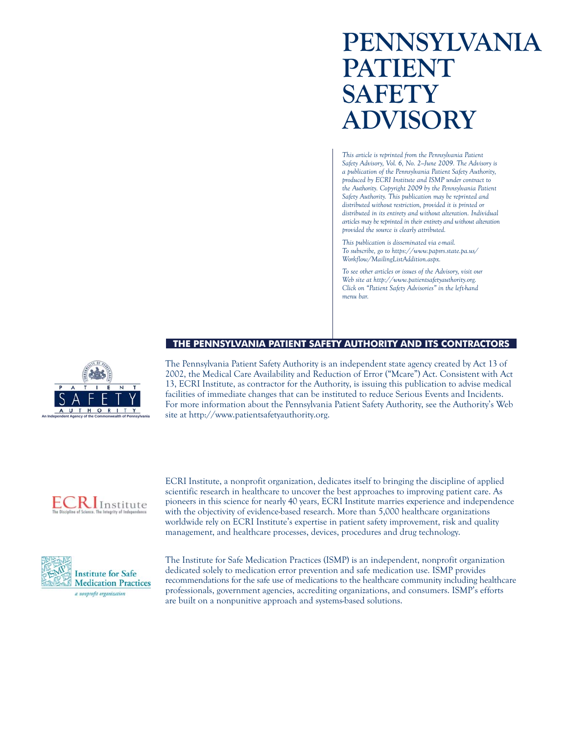# PENNSYLVANIA PATIENT SAFETY ADVISORY

*This article is reprinted from the Pennsylvania Patient Safety Advisory, Vol. 6, No. 2—June 2009. The Advisory is a publication of the Pennsylvania Patient Safety Authority, produced by ECRI Institute and ISMP under contract to the Authority. Copyright 2009 by the Pennsylvania Patient Safety Authority. This publication may be reprinted and distributed without restriction, provided it is printed or distributed in its entirety and without alteration. Individual articles may be reprinted in their entirety and without alteration provided the source is clearly attributed.*

*This publication is disseminated via e-mail. To subscribe, go to https://www.papsrs.state.pa.us/Workflow/MailingListAddition.aspx.*

*To see other articles or issues of the Advisory, visit our Web site at http://www.patientsafetyauthority.org. Click on "Patient Safety Advisories" in the left-hand menu bar.*

## THE PENNSYLVANIA PATIENT SAFETY AUTHORITY AND ITS CONTRACTORS

PATIENT SAFETY AUTHORITY
An Independent Agency of the Commonwealth of Pennsylvania

The Pennsylvania Patient Safety Authority is an independent state agency created by Act 13 of 2002, the Medical Care Availability and Reduction of Error ("Mcare") Act. Consistent with Act 13, ECRI Institute, as contractor for the Authority, is issuing this publication to advise medical facilities of immediate changes that can be instituted to reduce Serious Events and Incidents. For more information about the Pennsylvania Patient Safety Authority, see the Authority's Web site at http://www.patientsafetyauthority.org.

ECRI Institute
The Discipline of Science. The Integrity of Independence

ECRI Institute, a nonprofit organization, dedicates itself to bringing the discipline of applied scientific research in healthcare to uncover the best approaches to improving patient care. As pioneers in this science for nearly 40 years, ECRI Institute marries experience and independence with the objectivity of evidence-based research. More than 5,000 healthcare organizations worldwide rely on ECRI Institute's expertise in patient safety improvement, risk and quality management, and healthcare processes, devices, procedures and drug technology.

Institute for Safe Medication Practices
*a nonprofit organization*

The Institute for Safe Medication Practices (ISMP) is an independent, nonprofit organization dedicated solely to medication error prevention and safe medication use. ISMP provides recommendations for the safe use of medications to the healthcare community including healthcare professionals, government agencies, accrediting organizations, and consumers. ISMP's efforts are built on a nonpunitive approach and systems-based solutions.